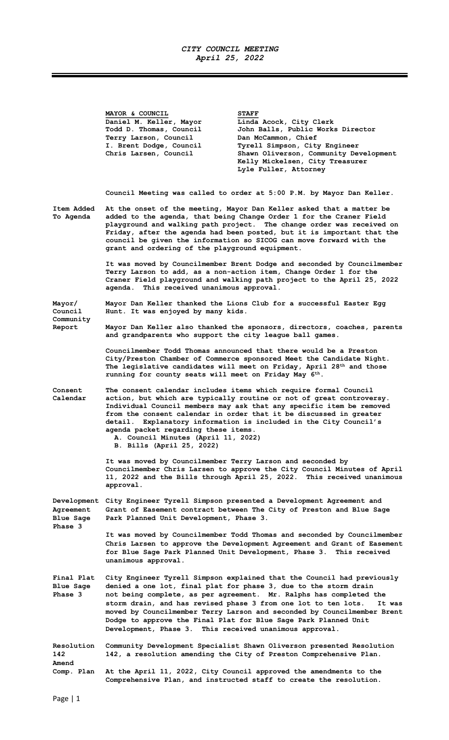# CITY COUNCIL MEETING
## *April 25, 2022*

| **MAYOR & COUNCIL** | **STAFF** |
|---|---|
| Daniel M. Keller, Mayor | Linda Acock, City Clerk |
| Todd D. Thomas, Council | John Balls, Public Works Director |
| Terry Larson, Council | Dan McCammon, Chief |
| I. Brent Dodge, Council | Tyrell Simpson, City Engineer |
| Chris Larsen, Council | Shawn Oliverson, Community Development |
| | Kelly Mickelsen, City Treasurer |
| | Lyle Fuller, Attorney |

Council Meeting was called to order at 5:00 P.M. by Mayor Dan Keller.

**Item Added To Agenda**

At the onset of the meeting, Mayor Dan Keller asked that a matter be added to the agenda, that being Change Order 1 for the Craner Field playground and walking path project. The change order was received on Friday, after the agenda had been posted, but it is important that the council be given the information so SICOG can move forward with the grant and ordering of the playground equipment.

It was moved by Councilmember Brent Dodge and seconded by Councilmember Terry Larson to add, as a non-action item, Change Order 1 for the Craner Field playground and walking path project to the April 25, 2022 agenda. This received unanimous approval.

**Mayor/ Council Community Report**

Mayor Dan Keller thanked the Lions Club for a successful Easter Egg Hunt. It was enjoyed by many kids.

Mayor Dan Keller also thanked the sponsors, directors, coaches, parents and grandparents who support the city league ball games.

Councilmember Todd Thomas announced that there would be a Preston City/Preston Chamber of Commerce sponsored Meet the Candidate Night. The legislative candidates will meet on Friday, April 28th and those running for county seats will meet on Friday May 6th.

**Consent Calendar**

The consent calendar includes items which require formal Council action, but which are typically routine or not of great controversy. Individual Council members may ask that any specific item be removed from the consent calendar in order that it be discussed in greater detail. Explanatory information is included in the City Council's agenda packet regarding these items.

A. Council Minutes (April 11, 2022)
B. Bills (April 25, 2022)

It was moved by Councilmember Terry Larson and seconded by Councilmember Chris Larsen to approve the City Council Minutes of April 11, 2022 and the Bills through April 25, 2022. This received unanimous approval.

**Development Agreement Blue Sage Phase 3**

City Engineer Tyrell Simpson presented a Development Agreement and Grant of Easement contract between The City of Preston and Blue Sage Park Planned Unit Development, Phase 3.

It was moved by Councilmember Todd Thomas and seconded by Councilmember Chris Larsen to approve the Development Agreement and Grant of Easement for Blue Sage Park Planned Unit Development, Phase 3. This received unanimous approval.

**Final Plat Blue Sage Phase 3**

City Engineer Tyrell Simpson explained that the Council had previously denied a one lot, final plat for phase 3, due to the storm drain not being complete, as per agreement. Mr. Ralphs has completed the storm drain, and has revised phase 3 from one lot to ten lots. It was moved by Councilmember Terry Larson and seconded by Councilmember Brent Dodge to approve the Final Plat for Blue Sage Park Planned Unit Development, Phase 3. This received unanimous approval.

**Resolution 142 Amend Comp. Plan**

Community Development Specialist Shawn Oliverson presented Resolution 142, a resolution amending the City of Preston Comprehensive Plan.

At the April 11, 2022, City Council approved the amendments to the Comprehensive Plan, and instructed staff to create the resolution.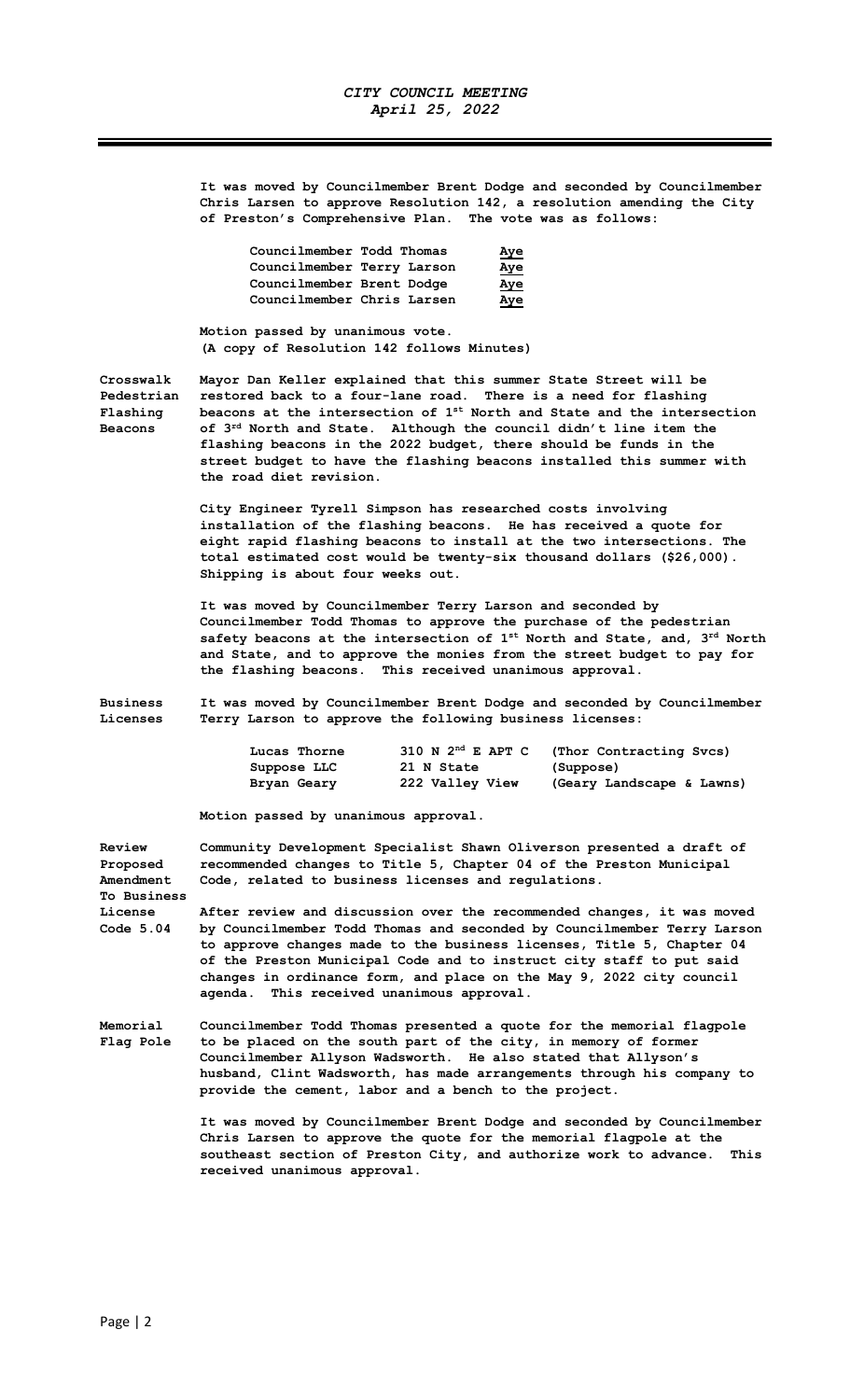It was moved by Councilmember Brent Dodge and seconded by Councilmember Chris Larsen to approve Resolution 142, a resolution amending the City of Preston's Comprehensive Plan. The vote was as follows:

| | |
|---|---|
| Councilmember Todd Thomas | Aye |
| Councilmember Terry Larson | Aye |
| Councilmember Brent Dodge | Aye |
| Councilmember Chris Larsen | Aye |

Motion passed by unanimous vote.
(A copy of Resolution 142 follows Minutes)

**Crosswalk Pedestrian Flashing Beacons**

Mayor Dan Keller explained that this summer State Street will be restored back to a four-lane road. There is a need for flashing beacons at the intersection of 1st North and State and the intersection of 3rd North and State. Although the council didn't line item the flashing beacons in the 2022 budget, there should be funds in the street budget to have the flashing beacons installed this summer with the road diet revision.

City Engineer Tyrell Simpson has researched costs involving installation of the flashing beacons. He has received a quote for eight rapid flashing beacons to install at the two intersections. The total estimated cost would be twenty-six thousand dollars ($26,000). Shipping is about four weeks out.

It was moved by Councilmember Terry Larson and seconded by Councilmember Todd Thomas to approve the purchase of the pedestrian safety beacons at the intersection of 1st North and State, and, 3rd North and State, and to approve the monies from the street budget to pay for the flashing beacons. This received unanimous approval.

**Business Licenses**

It was moved by Councilmember Brent Dodge and seconded by Councilmember Terry Larson to approve the following business licenses:

| | | |
|---|---|---|
| Lucas Thorne | 310 N 2nd E APT C | (Thor Contracting Svcs) |
| Suppose LLC | 21 N State | (Suppose) |
| Bryan Geary | 222 Valley View | (Geary Landscape & Lawns) |

Motion passed by unanimous approval.

**Review Proposed Amendment To Business License Code 5.04**

Community Development Specialist Shawn Oliverson presented a draft of recommended changes to Title 5, Chapter 04 of the Preston Municipal Code, related to business licenses and regulations.

After review and discussion over the recommended changes, it was moved by Councilmember Todd Thomas and seconded by Councilmember Terry Larson to approve changes made to the business licenses, Title 5, Chapter 04 of the Preston Municipal Code and to instruct city staff to put said changes in ordinance form, and place on the May 9, 2022 city council agenda. This received unanimous approval.

**Memorial Flag Pole**

Councilmember Todd Thomas presented a quote for the memorial flagpole to be placed on the south part of the city, in memory of former Councilmember Allyson Wadsworth. He also stated that Allyson's husband, Clint Wadsworth, has made arrangements through his company to provide the cement, labor and a bench to the project.

It was moved by Councilmember Brent Dodge and seconded by Councilmember Chris Larsen to approve the quote for the memorial flagpole at the southeast section of Preston City, and authorize work to advance. This received unanimous approval.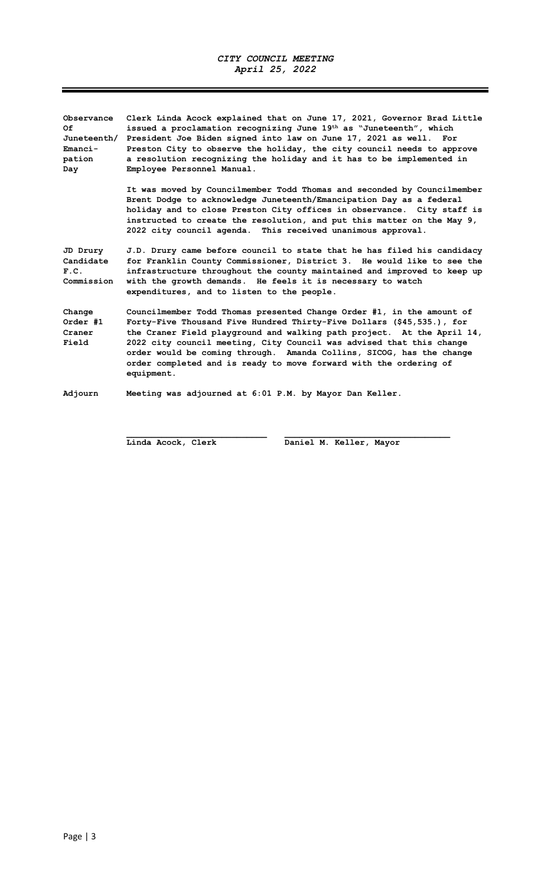*CITY COUNCIL MEETING*
*April 25, 2022*

---

**Observance Of Juneteenth/ Emanci-pation Day**

**Clerk Linda Acock explained that on June 17, 2021, Governor Brad Little issued a proclamation recognizing June 19th as "Juneteenth", which President Joe Biden signed into law on June 17, 2021 as well. For Preston City to observe the holiday, the city council needs to approve a resolution recognizing the holiday and it has to be implemented in Employee Personnel Manual.**

**It was moved by Councilmember Todd Thomas and seconded by Councilmember Brent Dodge to acknowledge Juneteenth/Emancipation Day as a federal holiday and to close Preston City offices in observance. City staff is instructed to create the resolution, and put this matter on the May 9, 2022 city council agenda. This received unanimous approval.**

**JD Drury Candidate F.C. Commission**

**J.D. Drury came before council to state that he has filed his candidacy for Franklin County Commissioner, District 3. He would like to see the infrastructure throughout the county maintained and improved to keep up with the growth demands. He feels it is necessary to watch expenditures, and to listen to the people.**

**Change Order #1 Craner Field**

**Councilmember Todd Thomas presented Change Order #1, in the amount of Forty-Five Thousand Five Hundred Thirty-Five Dollars ($45,535.), for the Craner Field playground and walking path project. At the April 14, 2022 city council meeting, City Council was advised that this change order would be coming through. Amanda Collins, SICOG, has the change order completed and is ready to move forward with the ordering of equipment.**

**Adjourn**

**Meeting was adjourned at 6:01 P.M. by Mayor Dan Keller.**

\_\_\_\_\_\_\_\_\_\_\_\_\_\_\_\_\_\_\_\_\_\_\_\_\_\_\_ \_\_\_\_\_\_\_\_\_\_\_\_\_\_\_\_\_\_\_\_\_\_\_\_\_\_\_\_\_\_\_

**Linda Acock, Clerk** **Daniel M. Keller, Mayor**